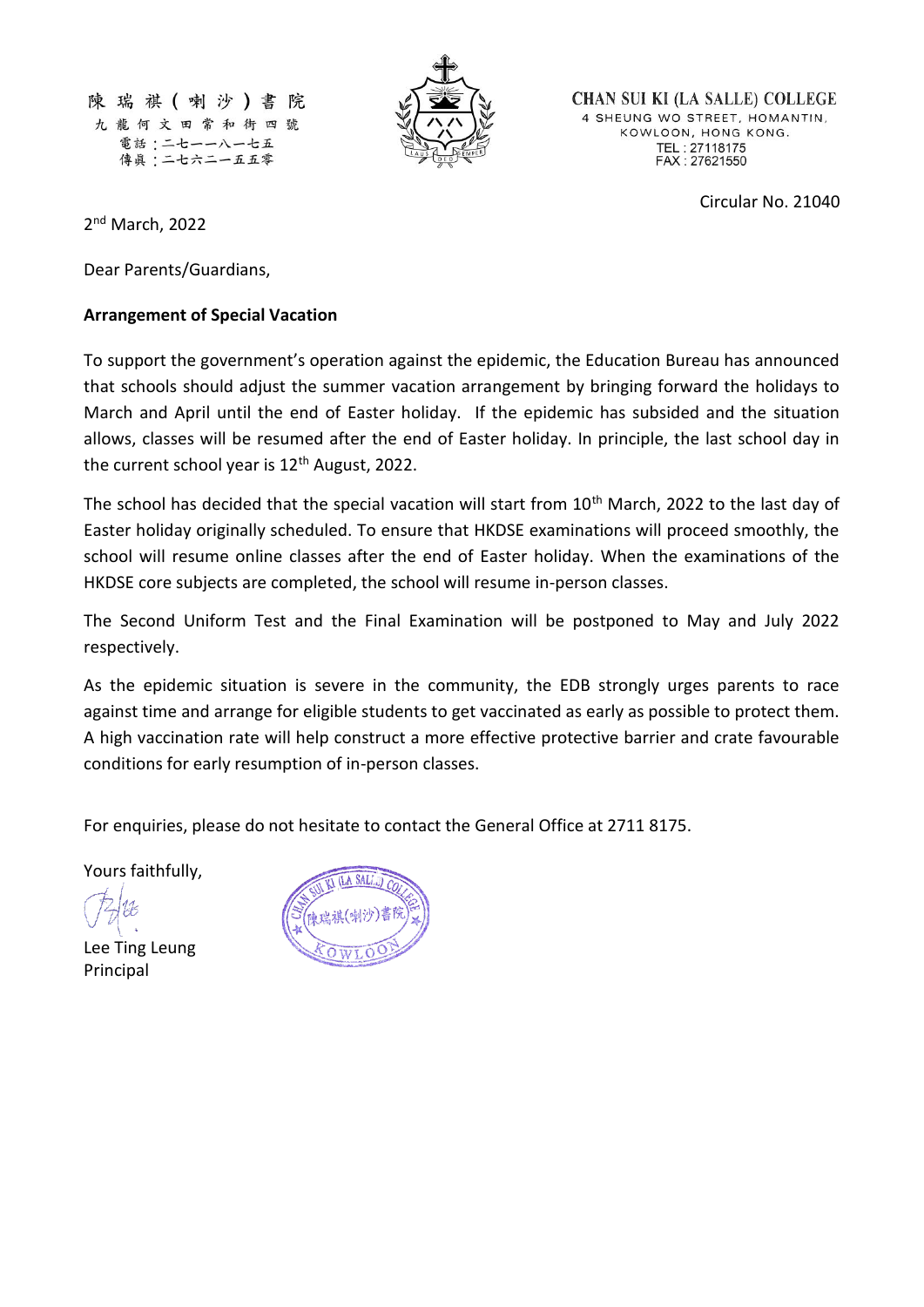陳瑞祺(喇沙)書院
九龍何文田常和街四號
電話：二七一一八一七五
傳真：二七六二一五五零

CHAN SUI KI (LA SALLE) COLLEGE
4 SHEUNG WO STREET, HOMANTIN,
KOWLOON, HONG KONG.
TEL : 27118175
FAX : 27621550

Circular No. 21040

2nd March, 2022

Dear Parents/Guardians,

**Arrangement of Special Vacation**

To support the government's operation against the epidemic, the Education Bureau has announced that schools should adjust the summer vacation arrangement by bringing forward the holidays to March and April until the end of Easter holiday. If the epidemic has subsided and the situation allows, classes will be resumed after the end of Easter holiday. In principle, the last school day in the current school year is 12th August, 2022.

The school has decided that the special vacation will start from 10th March, 2022 to the last day of Easter holiday originally scheduled. To ensure that HKDSE examinations will proceed smoothly, the school will resume online classes after the end of Easter holiday. When the examinations of the HKDSE core subjects are completed, the school will resume in-person classes.

The Second Uniform Test and the Final Examination will be postponed to May and July 2022 respectively.

As the epidemic situation is severe in the community, the EDB strongly urges parents to race against time and arrange for eligible students to get vaccinated as early as possible to protect them. A high vaccination rate will help construct a more effective protective barrier and crate favourable conditions for early resumption of in-person classes.

For enquiries, please do not hesitate to contact the General Office at 2711 8175.

Yours faithfully,

Lee Ting Leung
Principal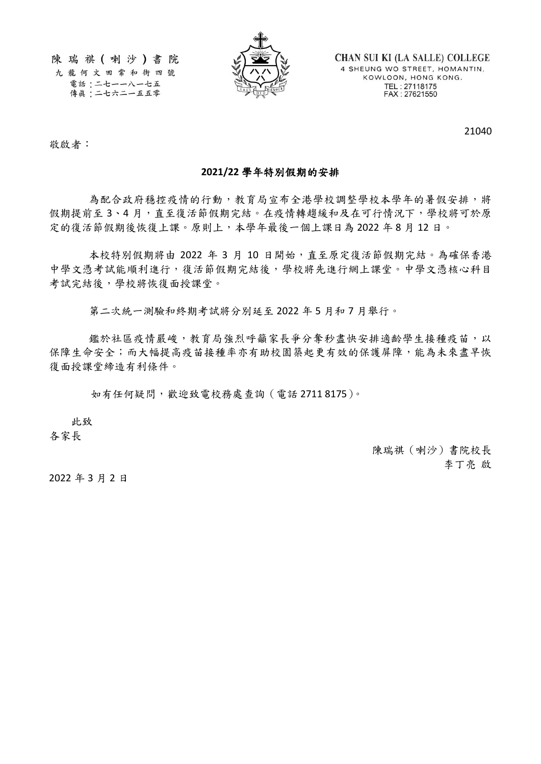陳瑞祺（喇沙）書院
九龍何文田常和街四號
電話：二七一一八一七五
傳真：二七六二一五五零

CHAN SUI KI (LA SALLE) COLLEGE
4 SHEUNG WO STREET, HOMANTIN,
KOWLOON, HONG KONG.
TEL : 27118175
FAX : 27621550

21040

敬啟者：

**2021/22 學年特別假期的安排**

為配合政府穩控疫情的行動，教育局宣布全港學校調整學校本學年的暑假安排，將假期提前至 3、4 月，直至復活節假期完結。在疫情轉趨緩和及在可行情況下，學校將可於原定的復活節假期後恢復上課。原則上，本學年最後一個上課日為 2022 年 8 月 12 日。

本校特別假期將由 2022 年 3 月 10 日開始，直至原定復活節假期完結。為確保香港中學文憑考試能順利進行，復活節假期完結後，學校將先進行網上課堂。中學文憑核心科目考試完結後，學校將恢復面授課堂。

第二次統一測驗和終期考試將分別延至 2022 年 5 月和 7 月舉行。

鑑於社區疫情嚴峻，教育局強烈呼籲家長爭分奪秒盡快安排適齡學生接種疫苗，以保障生命安全；而大幅提高疫苗接種率亦有助校園築起更有效的保護屏障，能為未來盡早恢復面授課堂締造有利條件。

如有任何疑問，歡迎致電校務處查詢（電話 2711 8175）。

此致
各家長

陳瑞祺（喇沙）書院校長
李丁亮 啟

2022 年 3 月 2 日